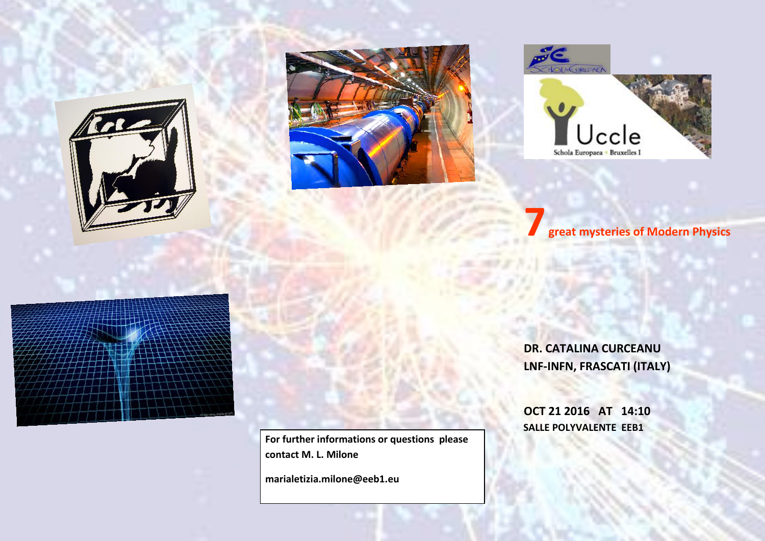# 7 great mysteries of Modern Physics

**DR. CATALINA CURCEANU**
**LNF-INFN, FRASCATI (ITALY)**

**OCT 21 2016 AT 14:10**
**SALLE POLYVALENTE EEB1**

**For further informations or questions please contact M. L. Milone**

**marialetizia.milone@eeb1.eu**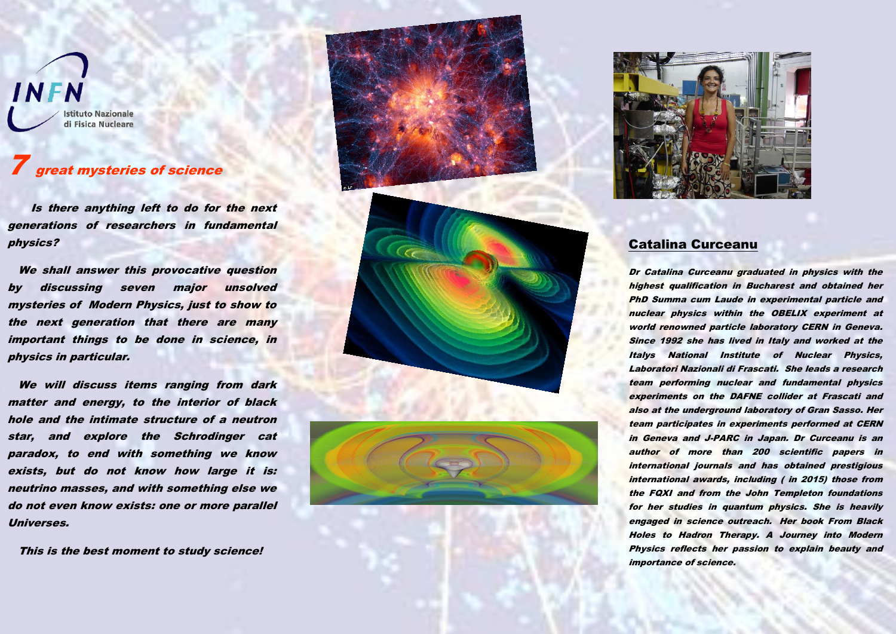INFN Istituto Nazionale di Fisica Nucleare

## 7 great mysteries of science

***Is there anything left to do for the next generations of researchers in fundamental physics?***

***We shall answer this provocative question by discussing seven major unsolved mysteries of Modern Physics, just to show to the next generation that there are many important things to be done in science, in physics in particular.***

***We will discuss items ranging from dark matter and energy, to the interior of black hole and the intimate structure of a neutron star, and explore the Schrodinger cat paradox, to end with something we know exists, but do not know how large it is: neutrino masses, and with something else we do not even know exists: one or more parallel Universes.***

***This is the best moment to study science!***

## Catalina Curceanu

***Dr Catalina Curceanu graduated in physics with the highest qualification in Bucharest and obtained her PhD Summa cum Laude in experimental particle and nuclear physics within the OBELIX experiment at world renowned particle laboratory CERN in Geneva. Since 1992 she has lived in Italy and worked at the Italys National Institute of Nuclear Physics, Laboratori Nazionali di Frascati. She leads a research team performing nuclear and fundamental physics experiments on the DAFNE collider at Frascati and also at the underground laboratory of Gran Sasso. Her team participates in experiments performed at CERN in Geneva and J-PARC in Japan. Dr Curceanu is an author of more than 200 scientific papers in international journals and has obtained prestigious international awards, including ( in 2015) those from the FQXI and from the John Templeton foundations for her studies in quantum physics. She is heavily engaged in science outreach. Her book From Black Holes to Hadron Therapy. A Journey into Modern Physics reflects her passion to explain beauty and importance of science.***